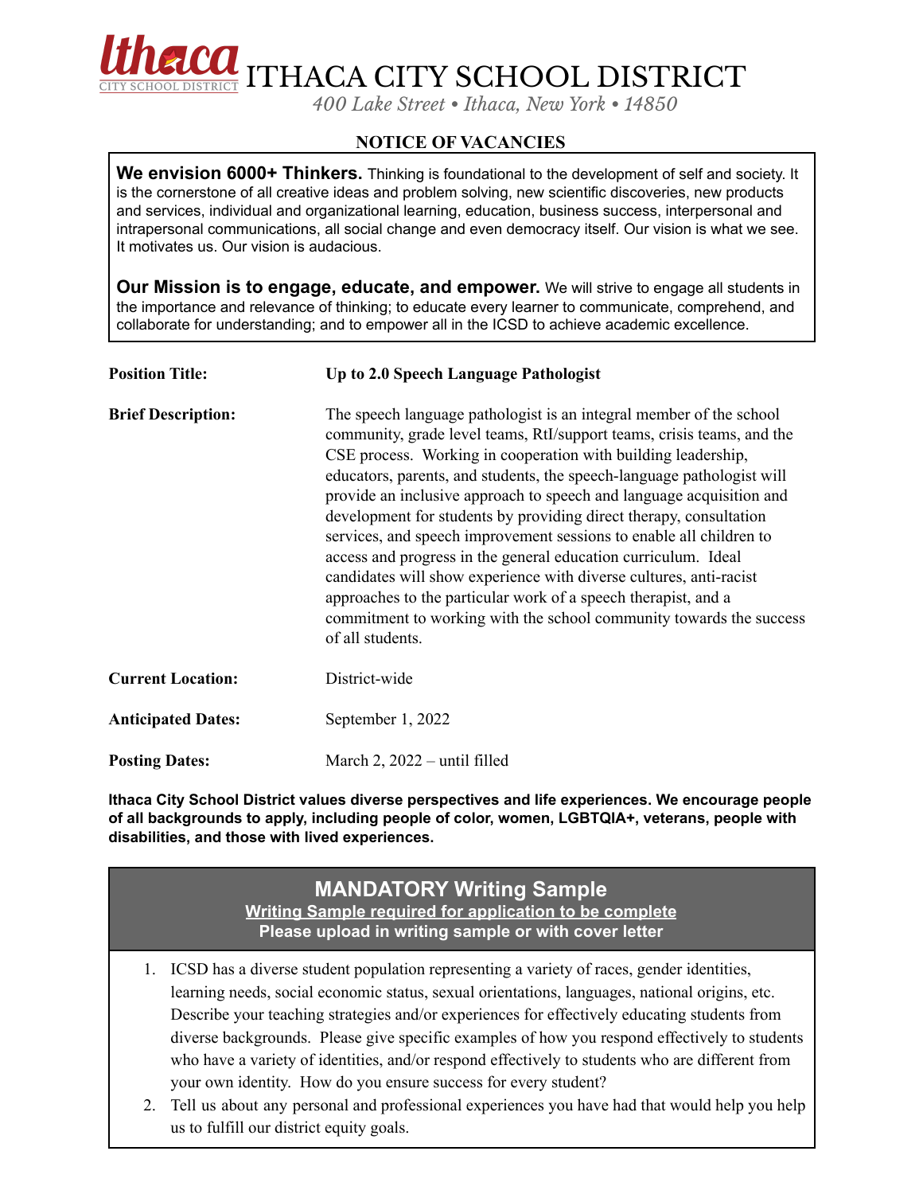# ITHACA CITY SCHOOL DISTRICT

*400 Lake Street • Ithaca, New York • 14850*

## NOTICE OF VACANCIES

**We envision 6000+ Thinkers.** Thinking is foundational to the development of self and society. It is the cornerstone of all creative ideas and problem solving, new scientific discoveries, new products and services, individual and organizational learning, education, business success, interpersonal and intrapersonal communications, all social change and even democracy itself. Our vision is what we see. It motivates us. Our vision is audacious.

**Our Mission is to engage, educate, and empower.** We will strive to engage all students in the importance and relevance of thinking; to educate every learner to communicate, comprehend, and collaborate for understanding; and to empower all in the ICSD to achieve academic excellence.

**Position Title:** **Up to 2.0 Speech Language Pathologist**

**Brief Description:** The speech language pathologist is an integral member of the school community, grade level teams, RtI/support teams, crisis teams, and the CSE process. Working in cooperation with building leadership, educators, parents, and students, the speech-language pathologist will provide an inclusive approach to speech and language acquisition and development for students by providing direct therapy, consultation services, and speech improvement sessions to enable all children to access and progress in the general education curriculum. Ideal candidates will show experience with diverse cultures, anti-racist approaches to the particular work of a speech therapist, and a commitment to working with the school community towards the success of all students.

**Current Location:** District-wide

**Anticipated Dates:** September 1, 2022

**Posting Dates:** March 2, 2022 – until filled

**Ithaca City School District values diverse perspectives and life experiences. We encourage people of all backgrounds to apply, including people of color, women, LGBTQIA+, veterans, people with disabilities, and those with lived experiences.**

### MANDATORY Writing Sample

**Writing Sample required for application to be complete**

**Please upload in writing sample or with cover letter**

1. ICSD has a diverse student population representing a variety of races, gender identities, learning needs, social economic status, sexual orientations, languages, national origins, etc. Describe your teaching strategies and/or experiences for effectively educating students from diverse backgrounds. Please give specific examples of how you respond effectively to students who have a variety of identities, and/or respond effectively to students who are different from your own identity. How do you ensure success for every student?
2. Tell us about any personal and professional experiences you have had that would help you help us to fulfill our district equity goals.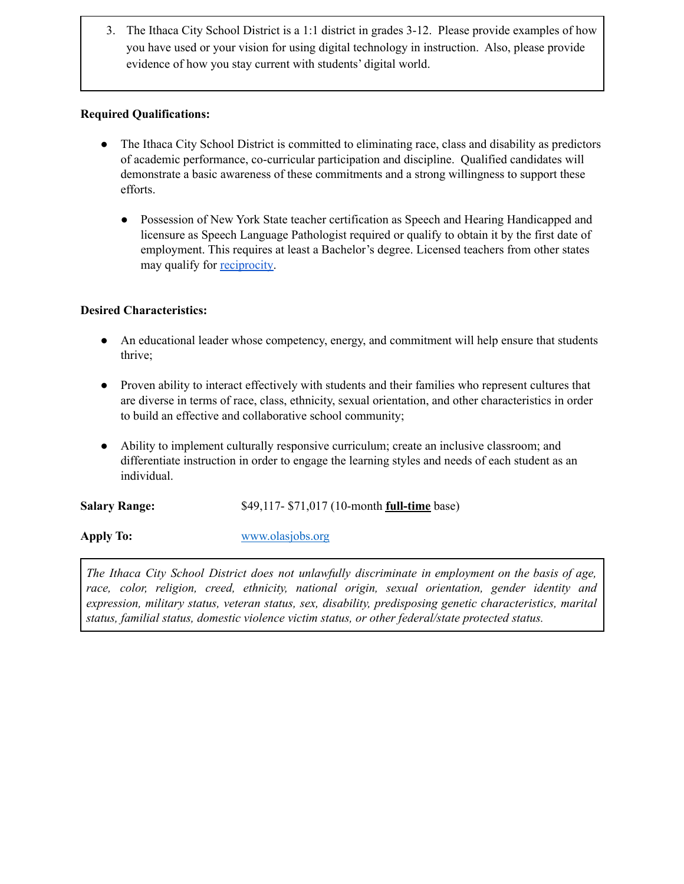3. The Ithaca City School District is a 1:1 district in grades 3-12. Please provide examples of how you have used or your vision for using digital technology in instruction. Also, please provide evidence of how you stay current with students' digital world.

**Required Qualifications:**

- The Ithaca City School District is committed to eliminating race, class and disability as predictors of academic performance, co-curricular participation and discipline. Qualified candidates will demonstrate a basic awareness of these commitments and a strong willingness to support these efforts.
  - Possession of New York State teacher certification as Speech and Hearing Handicapped and licensure as Speech Language Pathologist required or qualify to obtain it by the first date of employment. This requires at least a Bachelor's degree. Licensed teachers from other states may qualify for [reciprocity](reciprocity).

**Desired Characteristics:**

- An educational leader whose competency, energy, and commitment will help ensure that students thrive;
- Proven ability to interact effectively with students and their families who represent cultures that are diverse in terms of race, class, ethnicity, sexual orientation, and other characteristics in order to build an effective and collaborative school community;
- Ability to implement culturally responsive curriculum; create an inclusive classroom; and differentiate instruction in order to engage the learning styles and needs of each student as an individual.

**Salary Range:** $49,117- $71,017 (10-month **full-time** base)

**Apply To:** [www.olasjobs.org](www.olasjobs.org)

*The Ithaca City School District does not unlawfully discriminate in employment on the basis of age, race, color, religion, creed, ethnicity, national origin, sexual orientation, gender identity and expression, military status, veteran status, sex, disability, predisposing genetic characteristics, marital status, familial status, domestic violence victim status, or other federal/state protected status.*